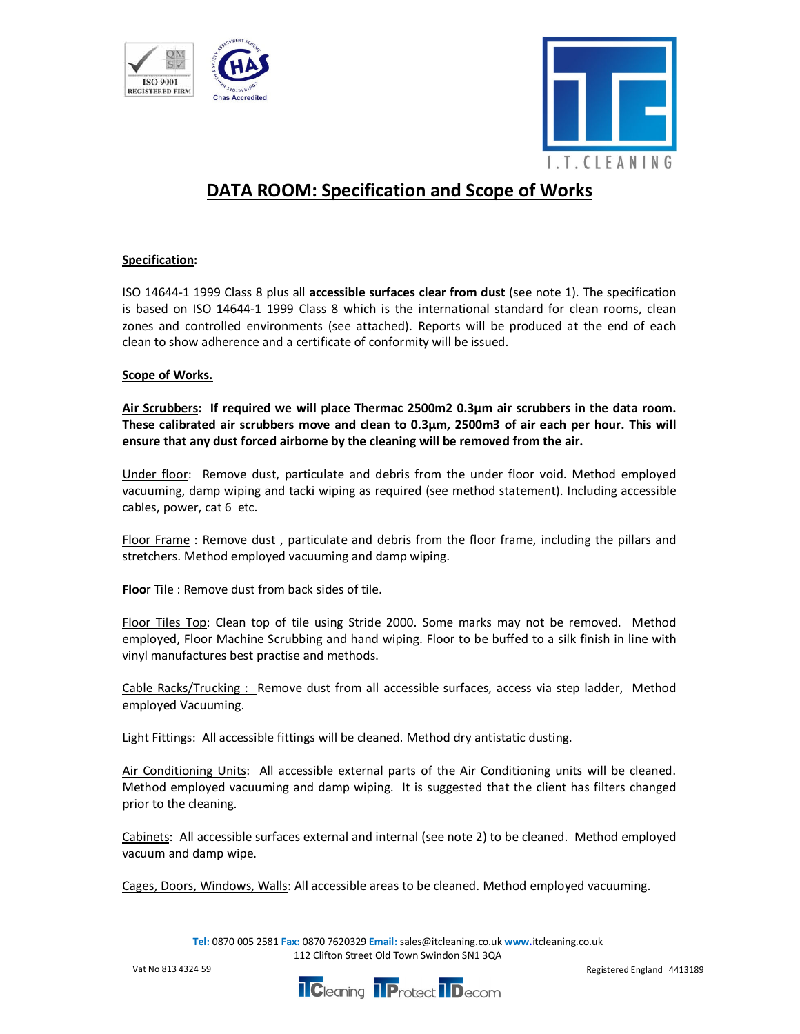# DATA ROOM: Specification and Scope of Works

**Specification:**

ISO 14644-1 1999 Class 8 plus all **accessible surfaces clear from dust** (see note 1). The specification is based on ISO 14644-1 1999 Class 8 which is the international standard for clean rooms, clean zones and controlled environments (see attached). Reports will be produced at the end of each clean to show adherence and a certificate of conformity will be issued.

**Scope of Works.**

**Air Scrubbers: If required we will place Thermac 2500m2 0.3µm air scrubbers in the data room. These calibrated air scrubbers move and clean to 0.3µm, 2500m3 of air each per hour. This will ensure that any dust forced airborne by the cleaning will be removed from the air.**

Under floor: Remove dust, particulate and debris from the under floor void. Method employed vacuuming, damp wiping and tacki wiping as required (see method statement). Including accessible cables, power, cat 6 etc.

Floor Frame : Remove dust , particulate and debris from the floor frame, including the pillars and stretchers. Method employed vacuuming and damp wiping.

**Floo**r Tile : Remove dust from back sides of tile.

Floor Tiles Top: Clean top of tile using Stride 2000. Some marks may not be removed. Method employed, Floor Machine Scrubbing and hand wiping. Floor to be buffed to a silk finish in line with vinyl manufactures best practise and methods.

Cable Racks/Trucking : Remove dust from all accessible surfaces, access via step ladder, Method employed Vacuuming.

Light Fittings: All accessible fittings will be cleaned. Method dry antistatic dusting.

Air Conditioning Units: All accessible external parts of the Air Conditioning units will be cleaned. Method employed vacuuming and damp wiping. It is suggested that the client has filters changed prior to the cleaning.

Cabinets: All accessible surfaces external and internal (see note 2) to be cleaned. Method employed vacuum and damp wipe.

Cages, Doors, Windows, Walls: All accessible areas to be cleaned. Method employed vacuuming.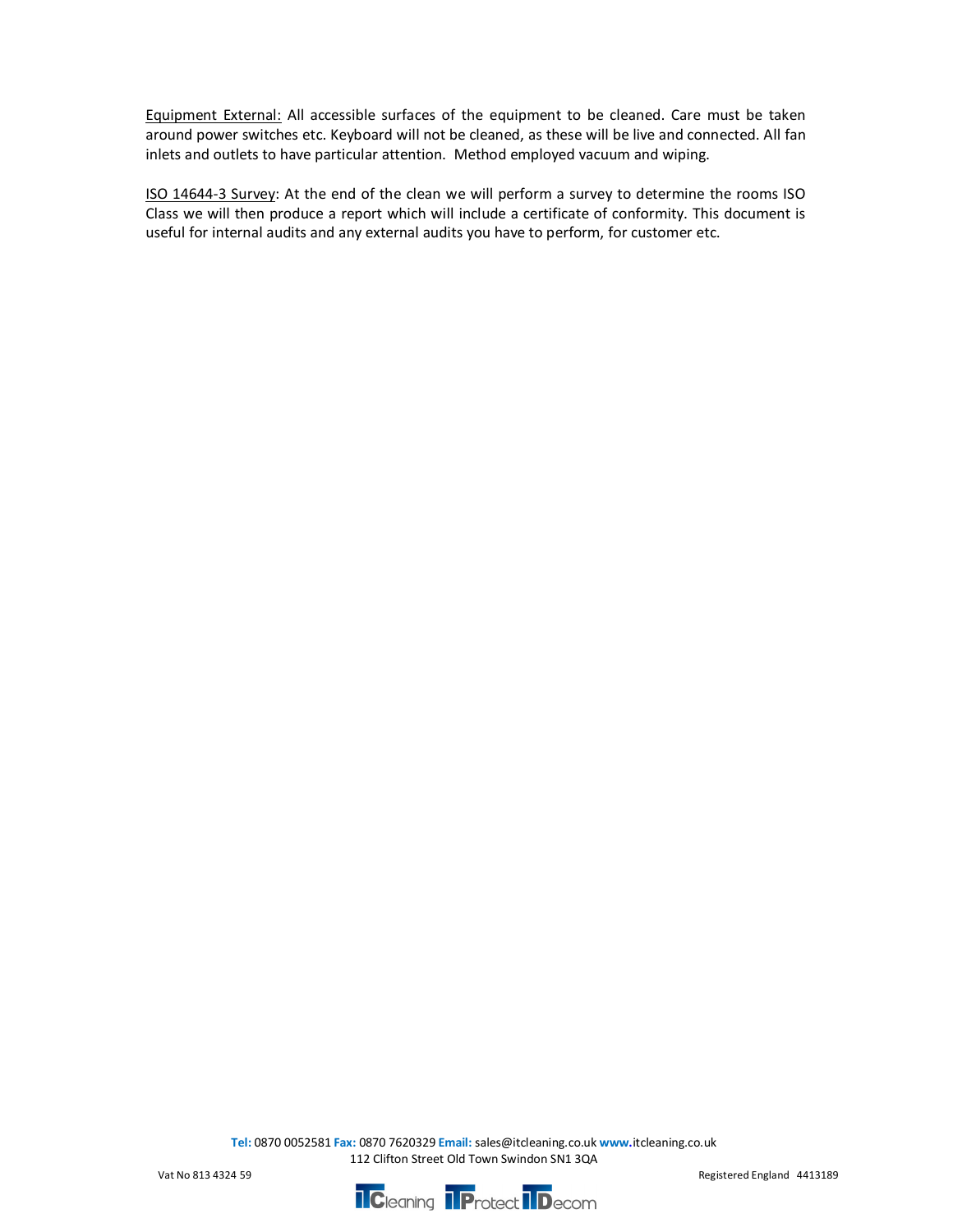<u>Equipment External:</u> All accessible surfaces of the equipment to be cleaned. Care must be taken around power switches etc. Keyboard will not be cleaned, as these will be live and connected. All fan inlets and outlets to have particular attention. Method employed vacuum and wiping.

<u>ISO 14644-3 Survey</u>: At the end of the clean we will perform a survey to determine the rooms ISO Class we will then produce a report which will include a certificate of conformity. This document is useful for internal audits and any external audits you have to perform, for customer etc.